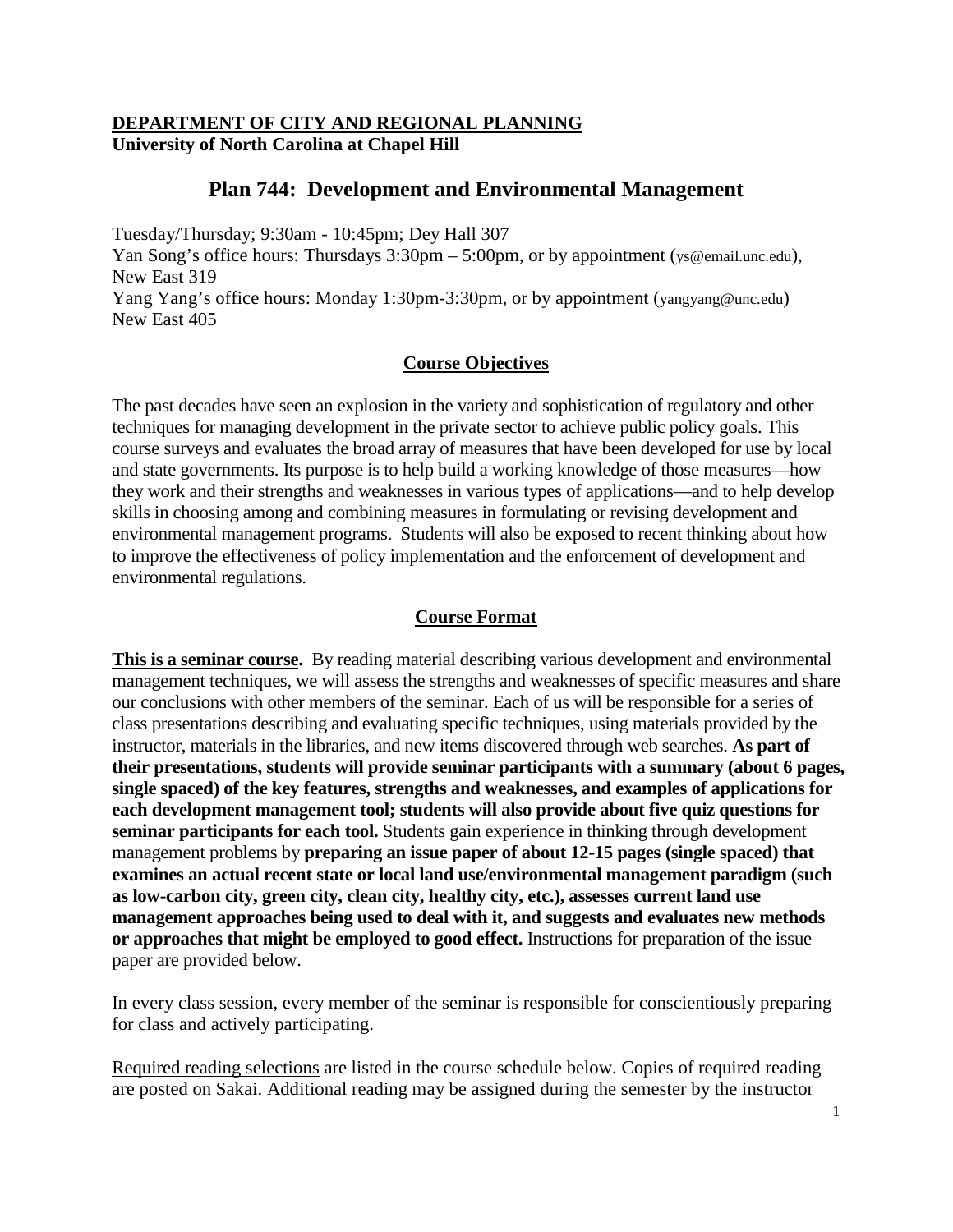**DEPARTMENT OF CITY AND REGIONAL PLANNING**
**University of North Carolina at Chapel Hill**

# Plan 744: Development and Environmental Management

Tuesday/Thursday; 9:30am - 10:45pm; Dey Hall 307
Yan Song's office hours: Thursdays 3:30pm – 5:00pm, or by appointment (ys@email.unc.edu), New East 319
Yang Yang's office hours: Monday 1:30pm-3:30pm, or by appointment (yangyang@unc.edu) New East 405

## Course Objectives

The past decades have seen an explosion in the variety and sophistication of regulatory and other techniques for managing development in the private sector to achieve public policy goals. This course surveys and evaluates the broad array of measures that have been developed for use by local and state governments. Its purpose is to help build a working knowledge of those measures—how they work and their strengths and weaknesses in various types of applications—and to help develop skills in choosing among and combining measures in formulating or revising development and environmental management programs. Students will also be exposed to recent thinking about how to improve the effectiveness of policy implementation and the enforcement of development and environmental regulations.

## Course Format

**This is a seminar course.** By reading material describing various development and environmental management techniques, we will assess the strengths and weaknesses of specific measures and share our conclusions with other members of the seminar. Each of us will be responsible for a series of class presentations describing and evaluating specific techniques, using materials provided by the instructor, materials in the libraries, and new items discovered through web searches. **As part of their presentations, students will provide seminar participants with a summary (about 6 pages, single spaced) of the key features, strengths and weaknesses, and examples of applications for each development management tool; students will also provide about five quiz questions for seminar participants for each tool.** Students gain experience in thinking through development management problems by **preparing an issue paper of about 12-15 pages (single spaced) that examines an actual recent state or local land use/environmental management paradigm (such as low-carbon city, green city, clean city, healthy city, etc.), assesses current land use management approaches being used to deal with it, and suggests and evaluates new methods or approaches that might be employed to good effect.** Instructions for preparation of the issue paper are provided below.

In every class session, every member of the seminar is responsible for conscientiously preparing for class and actively participating.

Required reading selections are listed in the course schedule below. Copies of required reading are posted on Sakai. Additional reading may be assigned during the semester by the instructor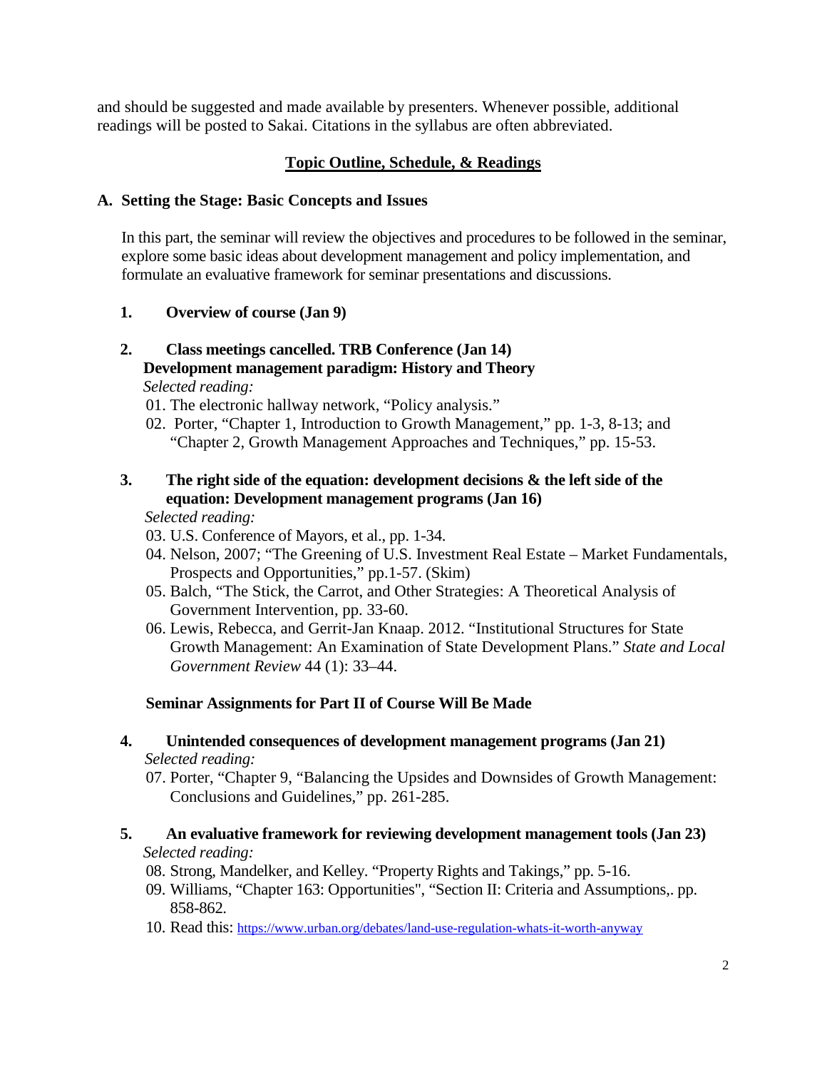and should be suggested and made available by presenters. Whenever possible, additional readings will be posted to Sakai. Citations in the syllabus are often abbreviated.

## Topic Outline, Schedule, & Readings

### A. Setting the Stage: Basic Concepts and Issues

In this part, the seminar will review the objectives and procedures to be followed in the seminar, explore some basic ideas about development management and policy implementation, and formulate an evaluative framework for seminar presentations and discussions.

**1. Overview of course (Jan 9)**

**2. Class meetings cancelled. TRB Conference (Jan 14)**
**Development management paradigm: History and Theory**

*Selected reading:*

01. The electronic hallway network, "Policy analysis."
02. Porter, "Chapter 1, Introduction to Growth Management," pp. 1-3, 8-13; and "Chapter 2, Growth Management Approaches and Techniques," pp. 15-53.

**3. The right side of the equation: development decisions & the left side of the equation: Development management programs (Jan 16)**

*Selected reading:*

03. U.S. Conference of Mayors, et al., pp. 1-34.
04. Nelson, 2007; "The Greening of U.S. Investment Real Estate – Market Fundamentals, Prospects and Opportunities," pp.1-57. (Skim)
05. Balch, "The Stick, the Carrot, and Other Strategies: A Theoretical Analysis of Government Intervention, pp. 33-60.
06. Lewis, Rebecca, and Gerrit-Jan Knaap. 2012. "Institutional Structures for State Growth Management: An Examination of State Development Plans." *State and Local Government Review* 44 (1): 33–44.

**Seminar Assignments for Part II of Course Will Be Made**

**4. Unintended consequences of development management programs (Jan 21)**

*Selected reading:*

07. Porter, "Chapter 9, "Balancing the Upsides and Downsides of Growth Management: Conclusions and Guidelines," pp. 261-285.

**5. An evaluative framework for reviewing development management tools (Jan 23)**

*Selected reading:*

08. Strong, Mandelker, and Kelley. "Property Rights and Takings," pp. 5-16.
09. Williams, "Chapter 163: Opportunities", "Section II: Criteria and Assumptions,. pp. 858-862.
10. Read this: https://www.urban.org/debates/land-use-regulation-whats-it-worth-anyway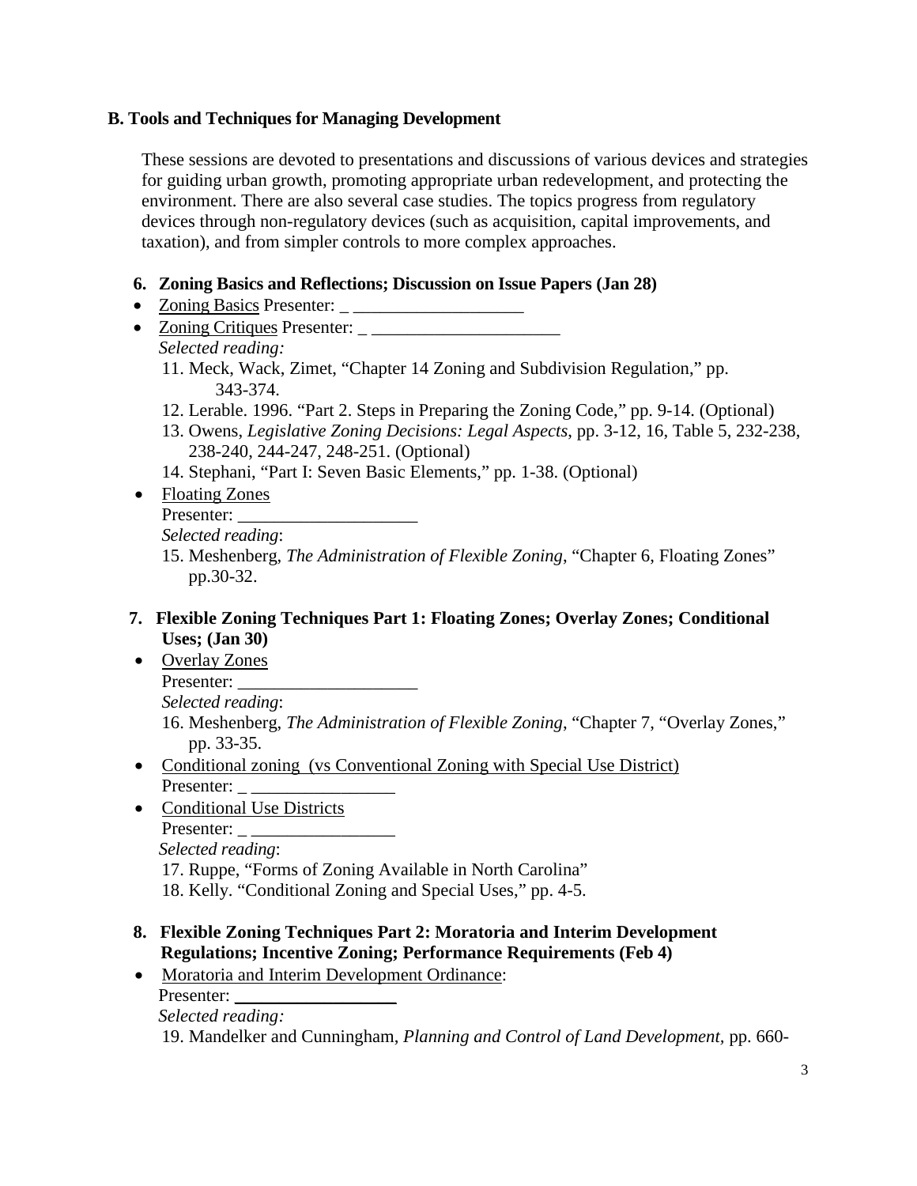**B. Tools and Techniques for Managing Development**

These sessions are devoted to presentations and discussions of various devices and strategies for guiding urban growth, promoting appropriate urban redevelopment, and protecting the environment. There are also several case studies. The topics progress from regulatory devices through non-regulatory devices (such as acquisition, capital improvements, and taxation), and from simpler controls to more complex approaches.

**6. Zoning Basics and Reflections; Discussion on Issue Papers (Jan 28)**

- Zoning Basics Presenter: _ ____________________
- Zoning Critiques Presenter: _ ______________________

  *Selected reading:*

  11. Meck, Wack, Zimet, "Chapter 14 Zoning and Subdivision Regulation," pp. 343-374.
  12. Lerable. 1996. "Part 2. Steps in Preparing the Zoning Code," pp. 9-14. (Optional)
  13. Owens, *Legislative Zoning Decisions: Legal Aspects*, pp. 3-12, 16, Table 5, 232-238, 238-240, 244-247, 248-251. (Optional)
  14. Stephani, "Part I: Seven Basic Elements," pp. 1-38. (Optional)

- Floating Zones

  Presenter: ____________________

  *Selected reading*:

  15. Meshenberg, *The Administration of Flexible Zoning*, "Chapter 6, Floating Zones" pp.30-32.

**7. Flexible Zoning Techniques Part 1: Floating Zones; Overlay Zones; Conditional Uses; (Jan 30)**

- Overlay Zones

  Presenter: ____________________

  *Selected reading*:

  16. Meshenberg, *The Administration of Flexible Zoning*, "Chapter 7, "Overlay Zones," pp. 33-35.

- Conditional zoning (vs Conventional Zoning with Special Use District)

  Presenter: _ ________________

- Conditional Use Districts

  Presenter: _ ________________

  *Selected reading*:

  17. Ruppe, "Forms of Zoning Available in North Carolina"
  18. Kelly. "Conditional Zoning and Special Uses," pp. 4-5.

**8. Flexible Zoning Techniques Part 2: Moratoria and Interim Development Regulations; Incentive Zoning; Performance Requirements (Feb 4)**

- Moratoria and Interim Development Ordinance:

  Presenter: __________________

  *Selected reading:*

  19. Mandelker and Cunningham, *Planning and Control of Land Development*, pp. 660-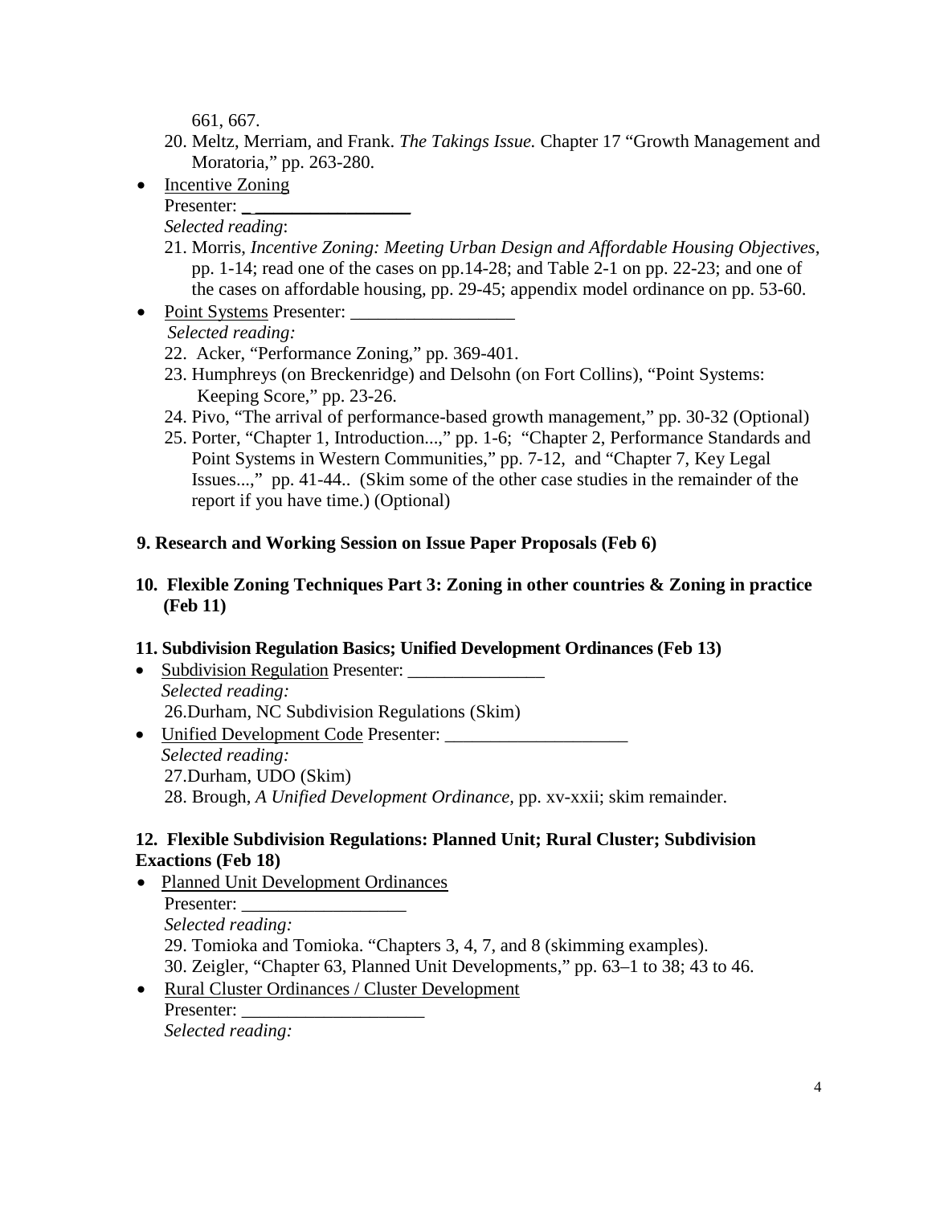661, 667.

20. Meltz, Merriam, and Frank. *The Takings Issue.* Chapter 17 "Growth Management and Moratoria," pp. 263-280.

- Incentive Zoning
  Presenter: __________________
  *Selected reading*:
  21. Morris, *Incentive Zoning: Meeting Urban Design and Affordable Housing Objectives*, pp. 1-14; read one of the cases on pp.14-28; and Table 2-1 on pp. 22-23; and one of the cases on affordable housing, pp. 29-45; appendix model ordinance on pp. 53-60.
- Point Systems Presenter: __________________
  *Selected reading:*
  22. Acker, "Performance Zoning," pp. 369-401.
  23. Humphreys (on Breckenridge) and Delsohn (on Fort Collins), "Point Systems: Keeping Score," pp. 23-26.
  24. Pivo, "The arrival of performance-based growth management," pp. 30-32 (Optional)
  25. Porter, "Chapter 1, Introduction...," pp. 1-6; "Chapter 2, Performance Standards and Point Systems in Western Communities," pp. 7-12, and "Chapter 7, Key Legal Issues...," pp. 41-44.. (Skim some of the other case studies in the remainder of the report if you have time.) (Optional)

**9. Research and Working Session on Issue Paper Proposals (Feb 6)**

**10. Flexible Zoning Techniques Part 3: Zoning in other countries & Zoning in practice (Feb 11)**

**11. Subdivision Regulation Basics; Unified Development Ordinances (Feb 13)**

- Subdivision Regulation Presenter: _______________
  *Selected reading:*
  26.Durham, NC Subdivision Regulations (Skim)
- Unified Development Code Presenter: ____________________
  *Selected reading:*
  27.Durham, UDO (Skim)
  28. Brough, *A Unified Development Ordinance,* pp. xv-xxii; skim remainder.

**12. Flexible Subdivision Regulations: Planned Unit; Rural Cluster; Subdivision Exactions (Feb 18)**

- Planned Unit Development Ordinances
  Presenter: __________________
  *Selected reading:*
  29. Tomioka and Tomioka. "Chapters 3, 4, 7, and 8 (skimming examples).
  30. Zeigler, "Chapter 63, Planned Unit Developments," pp. 63–1 to 38; 43 to 46.
- Rural Cluster Ordinances / Cluster Development
  Presenter: ____________________
  *Selected reading:*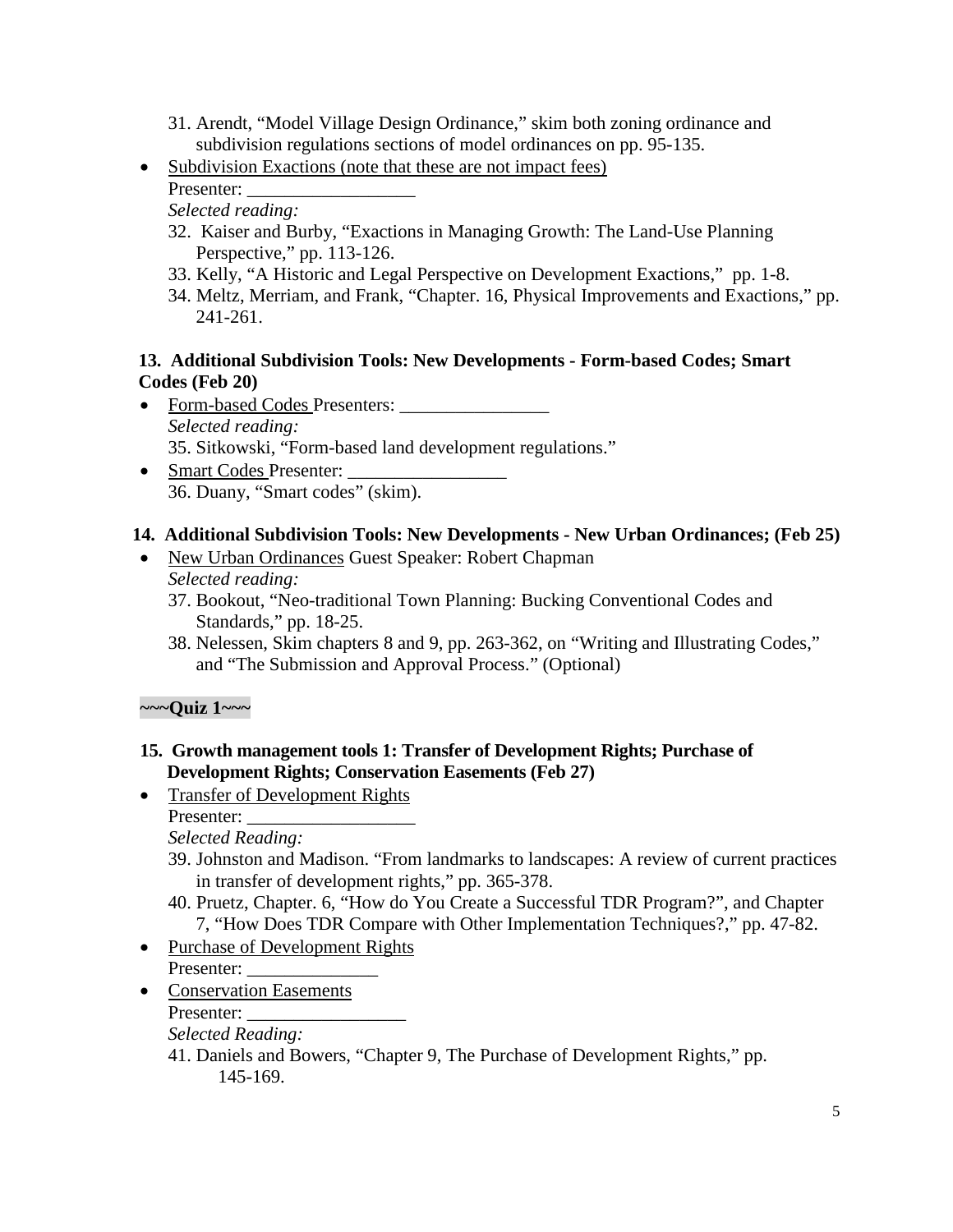31. Arendt, "Model Village Design Ordinance," skim both zoning ordinance and subdivision regulations sections of model ordinances on pp. 95-135.

- Subdivision Exactions (note that these are not impact fees)
  Presenter: __________________
  *Selected reading:*
  32. Kaiser and Burby, "Exactions in Managing Growth: The Land-Use Planning Perspective," pp. 113-126.
  33. Kelly, "A Historic and Legal Perspective on Development Exactions," pp. 1-8.
  34. Meltz, Merriam, and Frank, "Chapter. 16, Physical Improvements and Exactions," pp. 241-261.

**13. Additional Subdivision Tools: New Developments - Form-based Codes; Smart Codes (Feb 20)**

- Form-based Codes Presenters: ________________
  *Selected reading:*
  35. Sitkowski, "Form-based land development regulations."
- Smart Codes Presenter: _________________
  36. Duany, "Smart codes" (skim).

**14. Additional Subdivision Tools: New Developments - New Urban Ordinances; (Feb 25)**

- New Urban Ordinances Guest Speaker: Robert Chapman
  *Selected reading:*
  37. Bookout, "Neo-traditional Town Planning: Bucking Conventional Codes and Standards," pp. 18-25.
  38. Nelessen, Skim chapters 8 and 9, pp. 263-362, on "Writing and Illustrating Codes," and "The Submission and Approval Process." (Optional)

**~~~Quiz 1~~~**

**15. Growth management tools 1: Transfer of Development Rights; Purchase of Development Rights; Conservation Easements (Feb 27)**

- Transfer of Development Rights
  Presenter: __________________
  *Selected Reading:*
  39. Johnston and Madison. "From landmarks to landscapes: A review of current practices in transfer of development rights," pp. 365-378.
  40. Pruetz, Chapter. 6, "How do You Create a Successful TDR Program?", and Chapter 7, "How Does TDR Compare with Other Implementation Techniques?," pp. 47-82.
- Purchase of Development Rights
  Presenter: ______________
- Conservation Easements
  Presenter: _________________
  *Selected Reading:*
  41. Daniels and Bowers, "Chapter 9, The Purchase of Development Rights," pp. 145-169.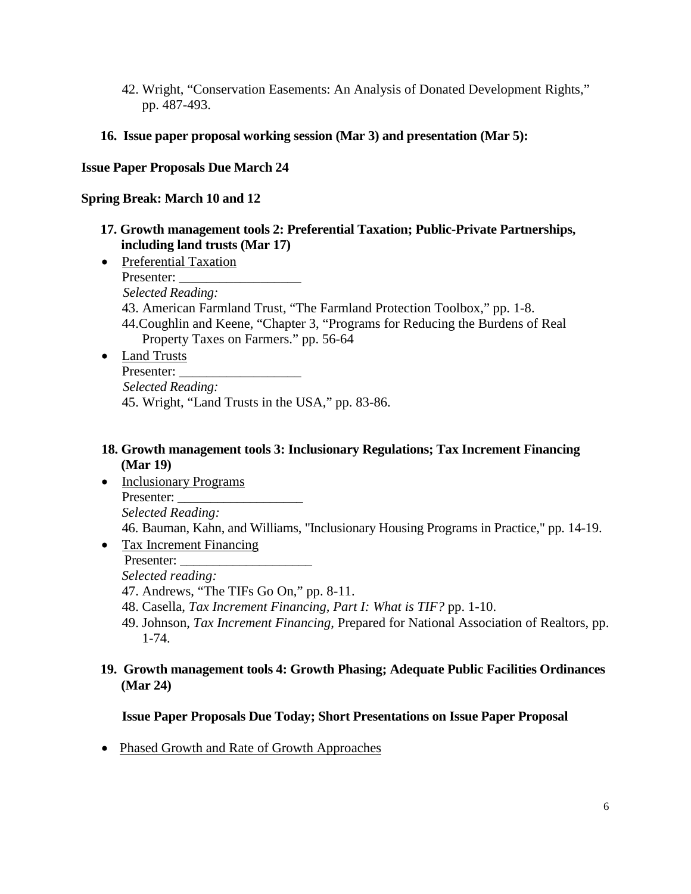42. Wright, "Conservation Easements: An Analysis of Donated Development Rights," pp. 487-493.

**16. Issue paper proposal working session (Mar 3) and presentation (Mar 5):**

**Issue Paper Proposals Due March 24**

**Spring Break: March 10 and 12**

**17. Growth management tools 2: Preferential Taxation; Public-Private Partnerships, including land trusts (Mar 17)**

- Preferential Taxation
  Presenter: __________________
  *Selected Reading:*
  43. American Farmland Trust, "The Farmland Protection Toolbox," pp. 1-8.
  44. Coughlin and Keene, "Chapter 3, "Programs for Reducing the Burdens of Real Property Taxes on Farmers." pp. 56-64
- Land Trusts
  Presenter: __________________
  *Selected Reading:*
  45. Wright, "Land Trusts in the USA," pp. 83-86.

**18. Growth management tools 3: Inclusionary Regulations; Tax Increment Financing (Mar 19)**

- Inclusionary Programs
  Presenter: ___________________
  *Selected Reading:*
  46. Bauman, Kahn, and Williams, "Inclusionary Housing Programs in Practice," pp. 14-19.
- Tax Increment Financing
  Presenter: ____________________
  *Selected reading:*
  47. Andrews, "The TIFs Go On," pp. 8-11.
  48. Casella, *Tax Increment Financing, Part I: What is TIF?* pp. 1-10.
  49. Johnson, *Tax Increment Financing*, Prepared for National Association of Realtors, pp. 1-74.

**19. Growth management tools 4: Growth Phasing; Adequate Public Facilities Ordinances (Mar 24)**

**Issue Paper Proposals Due Today; Short Presentations on Issue Paper Proposal**

- Phased Growth and Rate of Growth Approaches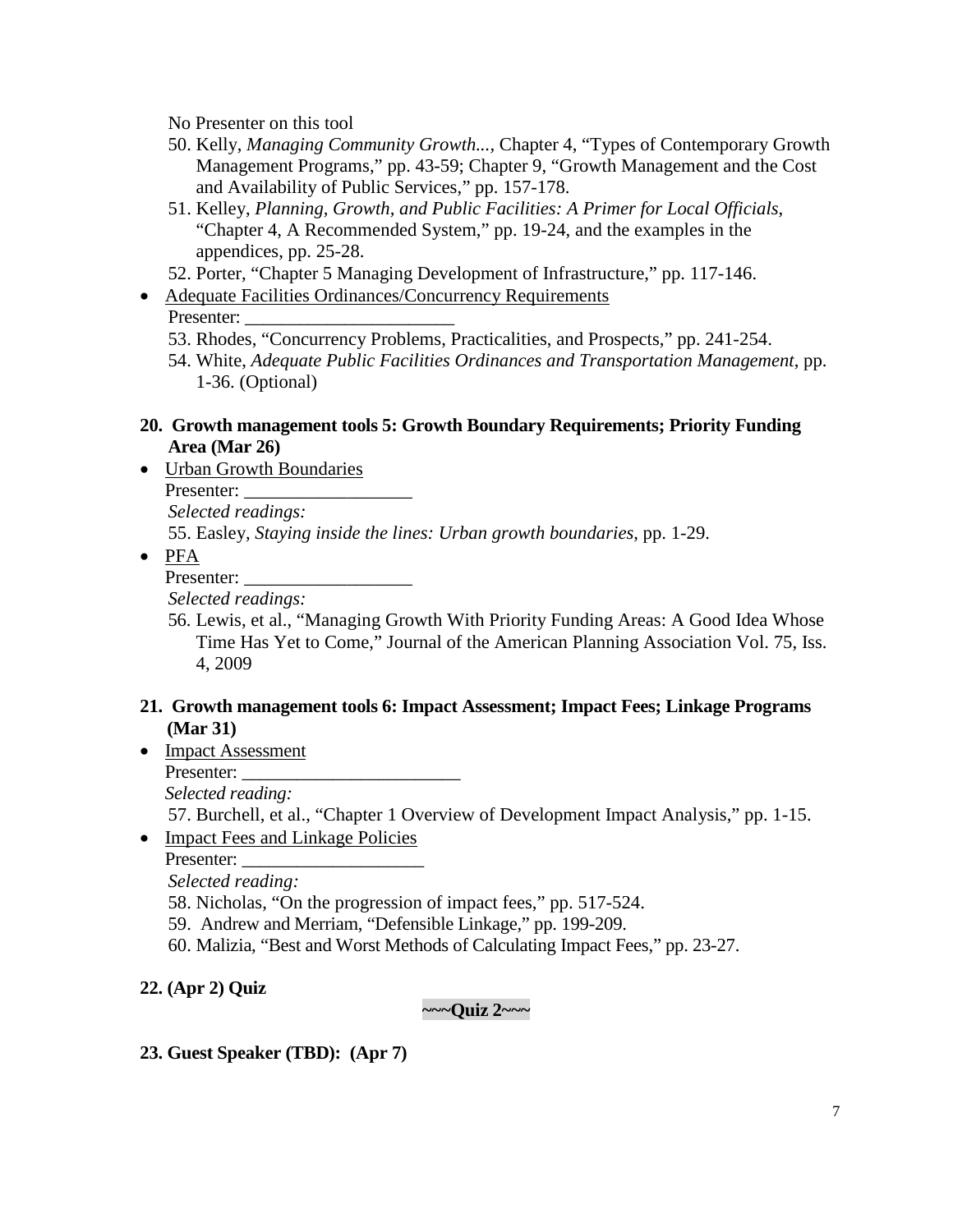No Presenter on this tool

50. Kelly, *Managing Community Growth...*, Chapter 4, "Types of Contemporary Growth Management Programs," pp. 43-59; Chapter 9, "Growth Management and the Cost and Availability of Public Services," pp. 157-178.
51. Kelley, *Planning, Growth, and Public Facilities: A Primer for Local Officials*, "Chapter 4, A Recommended System," pp. 19-24, and the examples in the appendices, pp. 25-28.
52. Porter, "Chapter 5 Managing Development of Infrastructure," pp. 117-146.

- Adequate Facilities Ordinances/Concurrency Requirements

  Presenter: _______________________

53. Rhodes, "Concurrency Problems, Practicalities, and Prospects," pp. 241-254.
54. White, *Adequate Public Facilities Ordinances and Transportation Management*, pp. 1-36. (Optional)

**20. Growth management tools 5: Growth Boundary Requirements; Priority Funding Area (Mar 26)**

- Urban Growth Boundaries

  Presenter: __________________

  *Selected readings:*

55. Easley, *Staying inside the lines: Urban growth boundaries*, pp. 1-29.

- PFA

  Presenter: __________________

  *Selected readings:*

56. Lewis, et al., "Managing Growth With Priority Funding Areas: A Good Idea Whose Time Has Yet to Come," Journal of the American Planning Association Vol. 75, Iss. 4, 2009

**21. Growth management tools 6: Impact Assessment; Impact Fees; Linkage Programs (Mar 31)**

- Impact Assessment

  Presenter: ________________________

  *Selected reading:*

57. Burchell, et al., "Chapter 1 Overview of Development Impact Analysis," pp. 1-15.

- Impact Fees and Linkage Policies

  Presenter: ___________________

  *Selected reading:*

58. Nicholas, "On the progression of impact fees," pp. 517-524.
59. Andrew and Merriam, "Defensible Linkage," pp. 199-209.
60. Malizia, "Best and Worst Methods of Calculating Impact Fees," pp. 23-27.

**22. (Apr 2) Quiz**

**~~~Quiz 2~~~**

**23. Guest Speaker (TBD): (Apr 7)**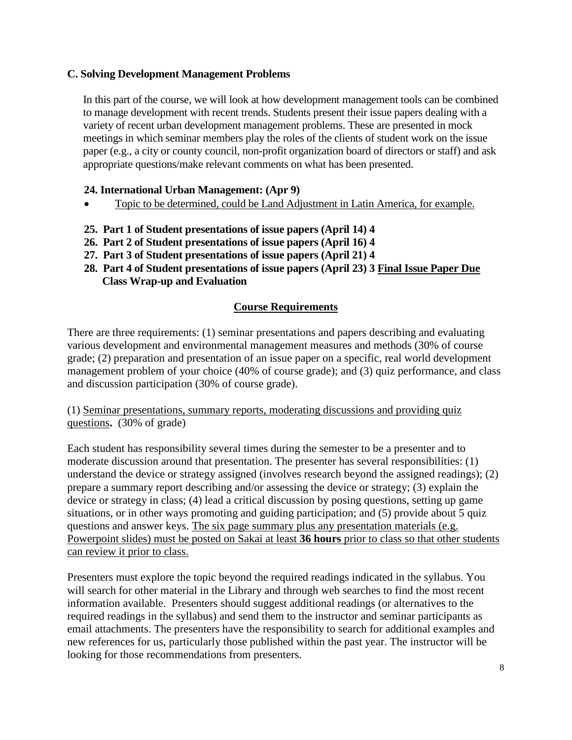**C. Solving Development Management Problems**

In this part of the course, we will look at how development management tools can be combined to manage development with recent trends. Students present their issue papers dealing with a variety of recent urban development management problems. These are presented in mock meetings in which seminar members play the roles of the clients of student work on the issue paper (e.g., a city or county council, non-profit organization board of directors or staff) and ask appropriate questions/make relevant comments on what has been presented.

**24. International Urban Management: (Apr 9)**

- Topic to be determined, could be Land Adjustment in Latin America, for example.

**25. Part 1 of Student presentations of issue papers (April 14) 4**
**26. Part 2 of Student presentations of issue papers (April 16) 4**
**27. Part 3 of Student presentations of issue papers (April 21) 4**
**28. Part 4 of Student presentations of issue papers (April 23) 3 Final Issue Paper Due**
**Class Wrap-up and Evaluation**

## Course Requirements

There are three requirements: (1) seminar presentations and papers describing and evaluating various development and environmental management measures and methods (30% of course grade; (2) preparation and presentation of an issue paper on a specific, real world development management problem of your choice (40% of course grade); and (3) quiz performance, and class and discussion participation (30% of course grade).

(1) Seminar presentations, summary reports, moderating discussions and providing quiz questions**.** (30% of grade)

Each student has responsibility several times during the semester to be a presenter and to moderate discussion around that presentation. The presenter has several responsibilities: (1) understand the device or strategy assigned (involves research beyond the assigned readings); (2) prepare a summary report describing and/or assessing the device or strategy; (3) explain the device or strategy in class; (4) lead a critical discussion by posing questions, setting up game situations, or in other ways promoting and guiding participation; and (5) provide about 5 quiz questions and answer keys. The six page summary plus any presentation materials (e.g. Powerpoint slides) must be posted on Sakai at least **36 hours** prior to class so that other students can review it prior to class.

Presenters must explore the topic beyond the required readings indicated in the syllabus. You will search for other material in the Library and through web searches to find the most recent information available. Presenters should suggest additional readings (or alternatives to the required readings in the syllabus) and send them to the instructor and seminar participants as email attachments. The presenters have the responsibility to search for additional examples and new references for us, particularly those published within the past year. The instructor will be looking for those recommendations from presenters.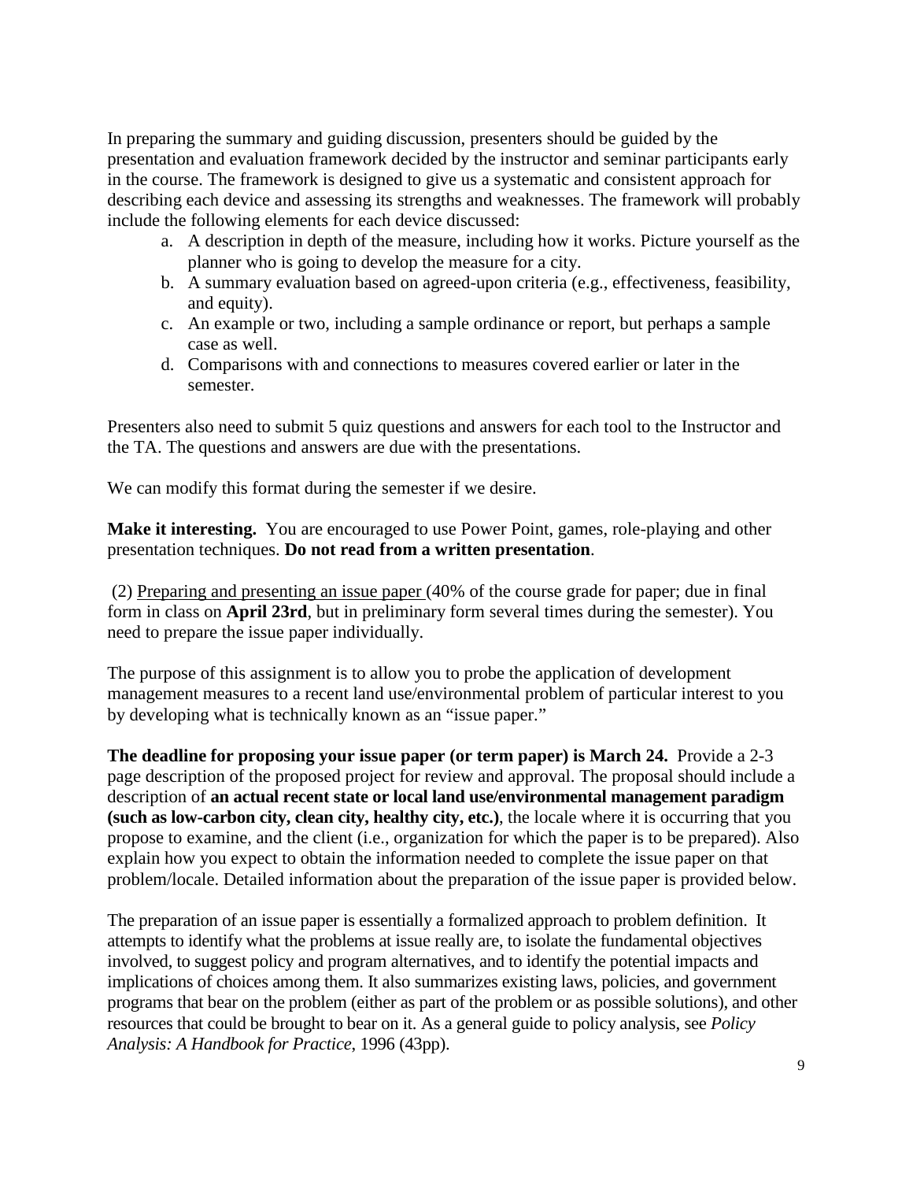In preparing the summary and guiding discussion, presenters should be guided by the presentation and evaluation framework decided by the instructor and seminar participants early in the course. The framework is designed to give us a systematic and consistent approach for describing each device and assessing its strengths and weaknesses. The framework will probably include the following elements for each device discussed:

a. A description in depth of the measure, including how it works. Picture yourself as the planner who is going to develop the measure for a city.
b. A summary evaluation based on agreed-upon criteria (e.g., effectiveness, feasibility, and equity).
c. An example or two, including a sample ordinance or report, but perhaps a sample case as well.
d. Comparisons with and connections to measures covered earlier or later in the semester.

Presenters also need to submit 5 quiz questions and answers for each tool to the Instructor and the TA. The questions and answers are due with the presentations.

We can modify this format during the semester if we desire.

**Make it interesting.** You are encouraged to use Power Point, games, role-playing and other presentation techniques. **Do not read from a written presentation**.

(2) Preparing and presenting an issue paper (40% of the course grade for paper; due in final form in class on **April 23rd**, but in preliminary form several times during the semester). You need to prepare the issue paper individually.

The purpose of this assignment is to allow you to probe the application of development management measures to a recent land use/environmental problem of particular interest to you by developing what is technically known as an "issue paper."

**The deadline for proposing your issue paper (or term paper) is March 24.** Provide a 2-3 page description of the proposed project for review and approval. The proposal should include a description of **an actual recent state or local land use/environmental management paradigm (such as low-carbon city, clean city, healthy city, etc.)**, the locale where it is occurring that you propose to examine, and the client (i.e., organization for which the paper is to be prepared). Also explain how you expect to obtain the information needed to complete the issue paper on that problem/locale. Detailed information about the preparation of the issue paper is provided below.

The preparation of an issue paper is essentially a formalized approach to problem definition. It attempts to identify what the problems at issue really are, to isolate the fundamental objectives involved, to suggest policy and program alternatives, and to identify the potential impacts and implications of choices among them. It also summarizes existing laws, policies, and government programs that bear on the problem (either as part of the problem or as possible solutions), and other resources that could be brought to bear on it. As a general guide to policy analysis, see *Policy Analysis: A Handbook for Practice*, 1996 (43pp).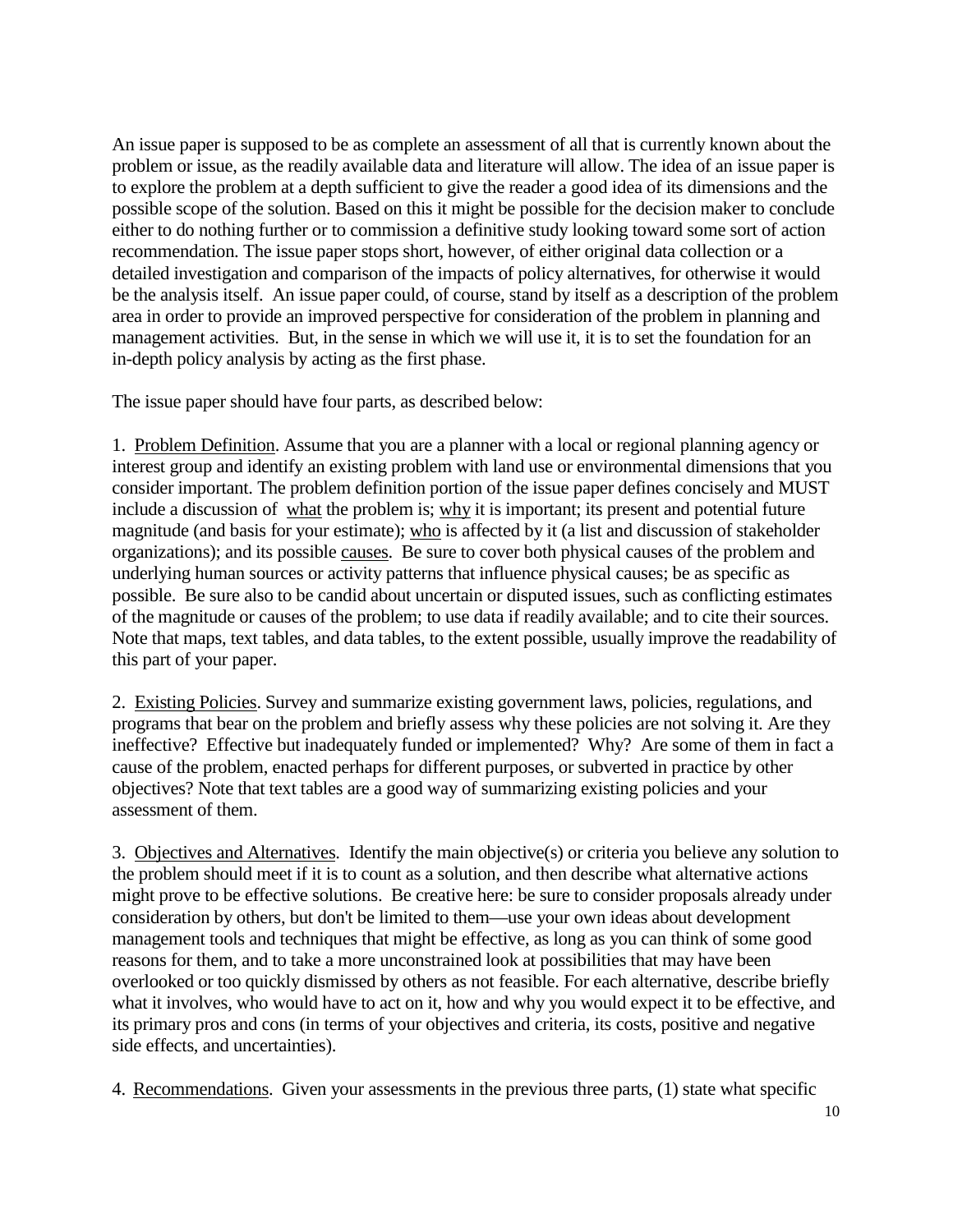An issue paper is supposed to be as complete an assessment of all that is currently known about the problem or issue, as the readily available data and literature will allow. The idea of an issue paper is to explore the problem at a depth sufficient to give the reader a good idea of its dimensions and the possible scope of the solution. Based on this it might be possible for the decision maker to conclude either to do nothing further or to commission a definitive study looking toward some sort of action recommendation. The issue paper stops short, however, of either original data collection or a detailed investigation and comparison of the impacts of policy alternatives, for otherwise it would be the analysis itself. An issue paper could, of course, stand by itself as a description of the problem area in order to provide an improved perspective for consideration of the problem in planning and management activities. But, in the sense in which we will use it, it is to set the foundation for an in-depth policy analysis by acting as the first phase.

The issue paper should have four parts, as described below:

1. Problem Definition. Assume that you are a planner with a local or regional planning agency or interest group and identify an existing problem with land use or environmental dimensions that you consider important. The problem definition portion of the issue paper defines concisely and MUST include a discussion of what the problem is; why it is important; its present and potential future magnitude (and basis for your estimate); who is affected by it (a list and discussion of stakeholder organizations); and its possible causes. Be sure to cover both physical causes of the problem and underlying human sources or activity patterns that influence physical causes; be as specific as possible. Be sure also to be candid about uncertain or disputed issues, such as conflicting estimates of the magnitude or causes of the problem; to use data if readily available; and to cite their sources. Note that maps, text tables, and data tables, to the extent possible, usually improve the readability of this part of your paper.

2. Existing Policies. Survey and summarize existing government laws, policies, regulations, and programs that bear on the problem and briefly assess why these policies are not solving it. Are they ineffective? Effective but inadequately funded or implemented? Why? Are some of them in fact a cause of the problem, enacted perhaps for different purposes, or subverted in practice by other objectives? Note that text tables are a good way of summarizing existing policies and your assessment of them.

3. Objectives and Alternatives. Identify the main objective(s) or criteria you believe any solution to the problem should meet if it is to count as a solution, and then describe what alternative actions might prove to be effective solutions. Be creative here: be sure to consider proposals already under consideration by others, but don't be limited to them—use your own ideas about development management tools and techniques that might be effective, as long as you can think of some good reasons for them, and to take a more unconstrained look at possibilities that may have been overlooked or too quickly dismissed by others as not feasible. For each alternative, describe briefly what it involves, who would have to act on it, how and why you would expect it to be effective, and its primary pros and cons (in terms of your objectives and criteria, its costs, positive and negative side effects, and uncertainties).

4. Recommendations. Given your assessments in the previous three parts, (1) state what specific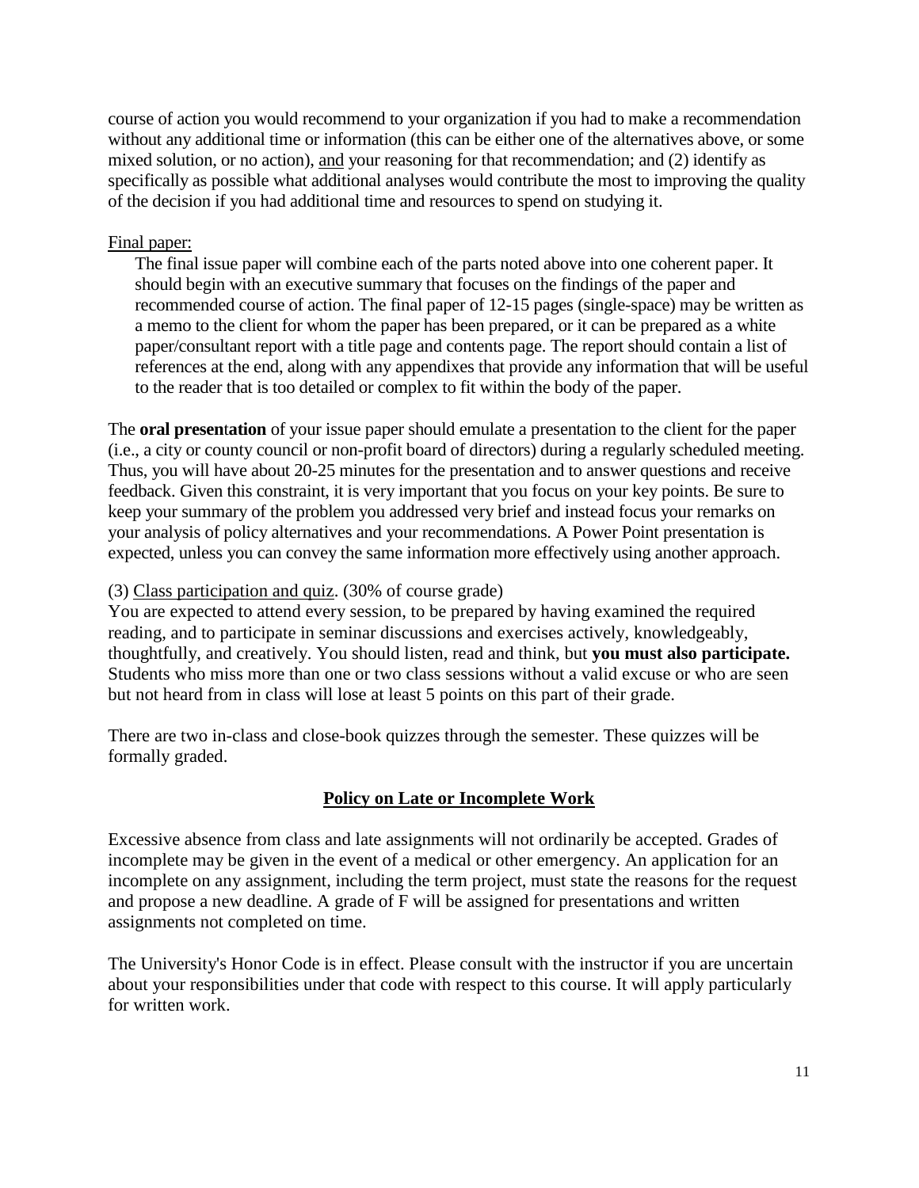course of action you would recommend to your organization if you had to make a recommendation without any additional time or information (this can be either one of the alternatives above, or some mixed solution, or no action), <u>and</u> your reasoning for that recommendation; and (2) identify as specifically as possible what additional analyses would contribute the most to improving the quality of the decision if you had additional time and resources to spend on studying it.

<u>Final paper:</u>

The final issue paper will combine each of the parts noted above into one coherent paper. It should begin with an executive summary that focuses on the findings of the paper and recommended course of action. The final paper of 12-15 pages (single-space) may be written as a memo to the client for whom the paper has been prepared, or it can be prepared as a white paper/consultant report with a title page and contents page. The report should contain a list of references at the end, along with any appendixes that provide any information that will be useful to the reader that is too detailed or complex to fit within the body of the paper.

The **oral presentation** of your issue paper should emulate a presentation to the client for the paper (i.e., a city or county council or non-profit board of directors) during a regularly scheduled meeting. Thus, you will have about 20-25 minutes for the presentation and to answer questions and receive feedback. Given this constraint, it is very important that you focus on your key points. Be sure to keep your summary of the problem you addressed very brief and instead focus your remarks on your analysis of policy alternatives and your recommendations. A Power Point presentation is expected, unless you can convey the same information more effectively using another approach.

(3) <u>Class participation and quiz</u>. (30% of course grade)

You are expected to attend every session, to be prepared by having examined the required reading, and to participate in seminar discussions and exercises actively, knowledgeably, thoughtfully, and creatively. You should listen, read and think, but **you must also participate.** Students who miss more than one or two class sessions without a valid excuse or who are seen but not heard from in class will lose at least 5 points on this part of their grade.

There are two in-class and close-book quizzes through the semester. These quizzes will be formally graded.

## Policy on Late or Incomplete Work

Excessive absence from class and late assignments will not ordinarily be accepted. Grades of incomplete may be given in the event of a medical or other emergency. An application for an incomplete on any assignment, including the term project, must state the reasons for the request and propose a new deadline. A grade of F will be assigned for presentations and written assignments not completed on time.

The University's Honor Code is in effect. Please consult with the instructor if you are uncertain about your responsibilities under that code with respect to this course. It will apply particularly for written work.